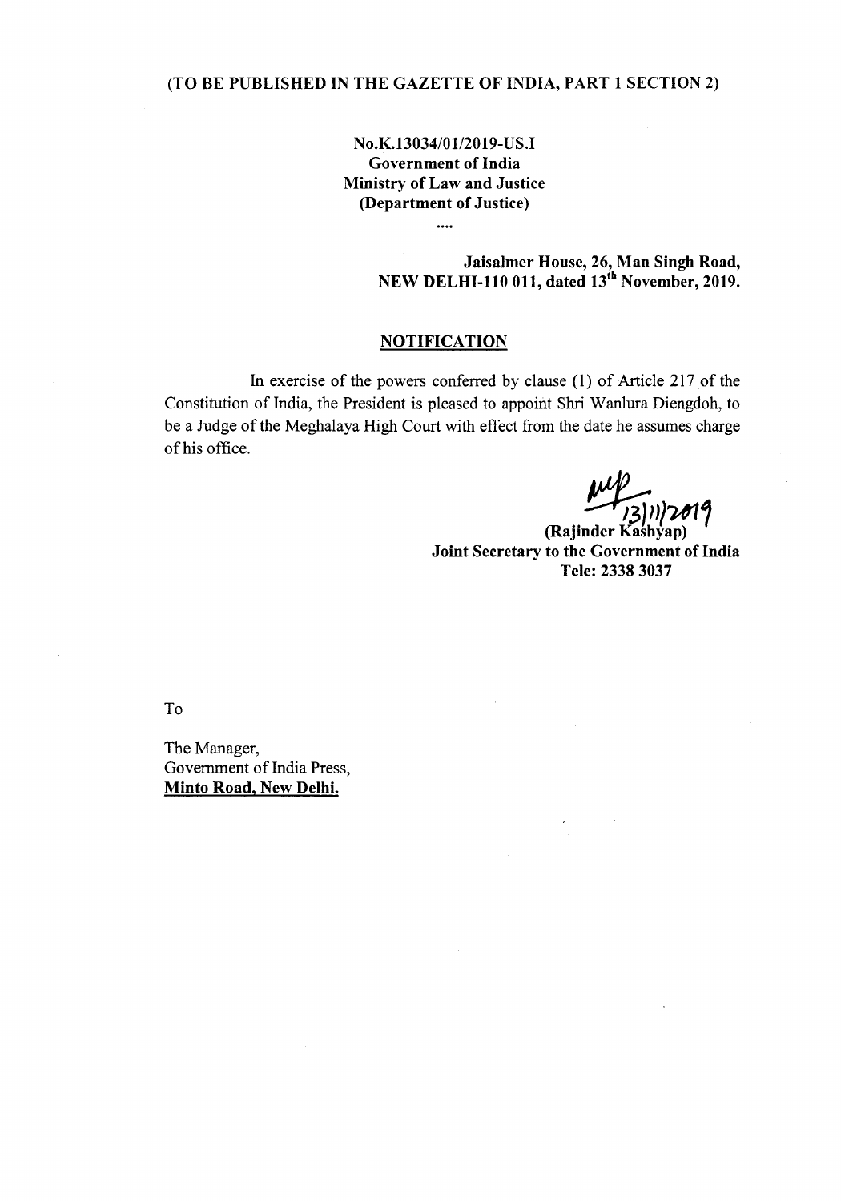**(TO BE PUBLISHED IN THE GAZETTE OF INDIA, PART 1 SECTION 2)**

**No.K.13034/01/2019-US.I**
**Government of India**
**Ministry of Law and Justice**
**(Department of Justice)**

....

**Jaisalmer House, 26, Man Singh Road,**
**NEW DELHI-110 011, dated 13th November, 2019.**

## NOTIFICATION

In exercise of the powers conferred by clause (1) of Article 217 of the Constitution of India, the President is pleased to appoint Shri Wanlura Diengdoh, to be a Judge of the Meghalaya High Court with effect from the date he assumes charge of his office.

13/11/2019

**(Rajinder Kashyap)**
**Joint Secretary to the Government of India**
**Tele: 2338 3037**

To

The Manager,
Government of India Press,
**Minto Road, New Delhi.**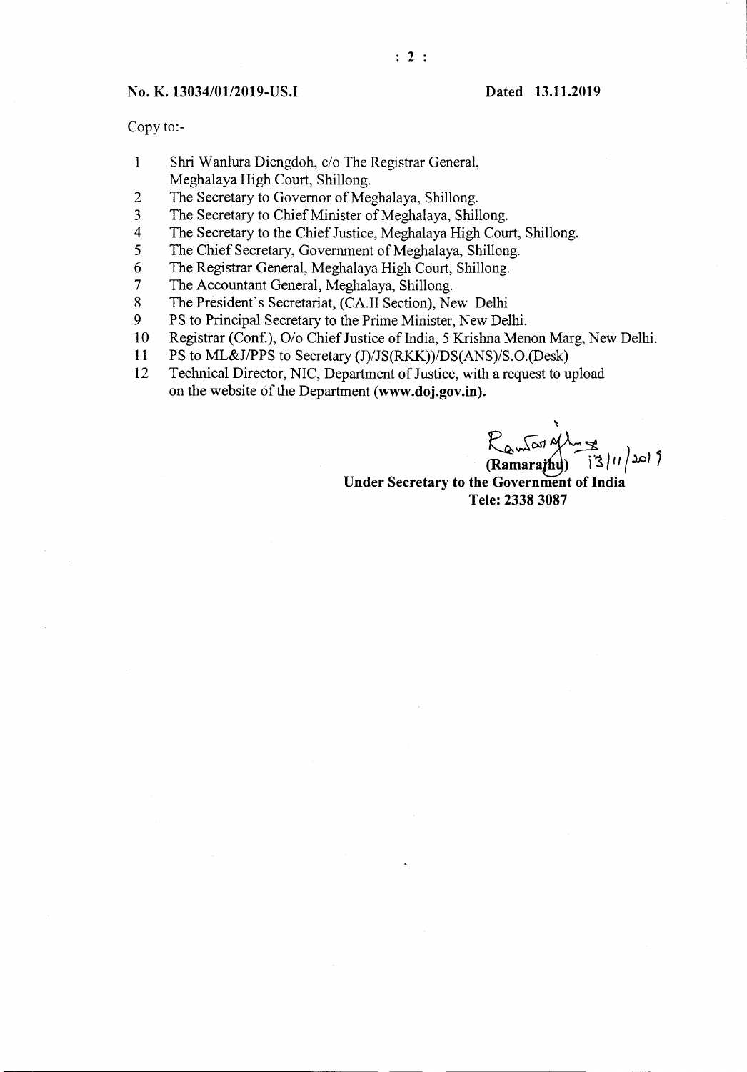**No. K. 13034/01/2019-US.I** **Dated 13.11.2019**

Copy to:-

1. Shri Wanlura Diengdoh, c/o The Registrar General, Meghalaya High Court, Shillong.
2. The Secretary to Governor of Meghalaya, Shillong.
3. The Secretary to Chief Minister of Meghalaya, Shillong.
4. The Secretary to the Chief Justice, Meghalaya High Court, Shillong.
5. The Chief Secretary, Government of Meghalaya, Shillong.
6. The Registrar General, Meghalaya High Court, Shillong.
7. The Accountant General, Meghalaya, Shillong.
8. The President's Secretariat, (CA.II Section), New Delhi
9. PS to Principal Secretary to the Prime Minister, New Delhi.
10. Registrar (Conf.), O/o Chief Justice of India, 5 Krishna Menon Marg, New Delhi.
11. PS to ML&J/PPS to Secretary (J)/JS(RKK))/DS(ANS)/S.O.(Desk)
12. Technical Director, NIC, Department of Justice, with a request to upload on the website of the Department **(www.doj.gov.in).**

13/11/2019

**(Ramarajhu)**
**Under Secretary to the Government of India**
**Tele: 2338 3087**